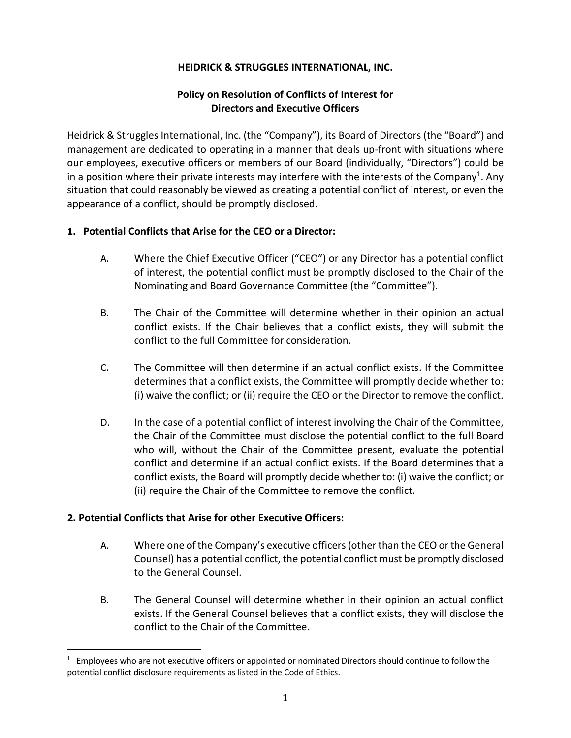**HEIDRICK & STRUGGLES INTERNATIONAL, INC.**

**Policy on Resolution of Conflicts of Interest for Directors and Executive Officers**

Heidrick & Struggles International, Inc. (the "Company"), its Board of Directors (the "Board") and management are dedicated to operating in a manner that deals up-front with situations where our employees, executive officers or members of our Board (individually, "Directors") could be in a position where their private interests may interfere with the interests of the Company[1]. Any situation that could reasonably be viewed as creating a potential conflict of interest, or even the appearance of a conflict, should be promptly disclosed.

**1. Potential Conflicts that Arise for the CEO or a Director:**

A. Where the Chief Executive Officer ("CEO") or any Director has a potential conflict of interest, the potential conflict must be promptly disclosed to the Chair of the Nominating and Board Governance Committee (the "Committee").

B. The Chair of the Committee will determine whether in their opinion an actual conflict exists. If the Chair believes that a conflict exists, they will submit the conflict to the full Committee for consideration.

C. The Committee will then determine if an actual conflict exists. If the Committee determines that a conflict exists, the Committee will promptly decide whether to: (i) waive the conflict; or (ii) require the CEO or the Director to remove the conflict.

D. In the case of a potential conflict of interest involving the Chair of the Committee, the Chair of the Committee must disclose the potential conflict to the full Board who will, without the Chair of the Committee present, evaluate the potential conflict and determine if an actual conflict exists. If the Board determines that a conflict exists, the Board will promptly decide whether to: (i) waive the conflict; or (ii) require the Chair of the Committee to remove the conflict.

**2. Potential Conflicts that Arise for other Executive Officers:**

A. Where one of the Company's executive officers (other than the CEO or the General Counsel) has a potential conflict, the potential conflict must be promptly disclosed to the General Counsel.

B. The General Counsel will determine whether in their opinion an actual conflict exists. If the General Counsel believes that a conflict exists, they will disclose the conflict to the Chair of the Committee.

[1] Employees who are not executive officers or appointed or nominated Directors should continue to follow the potential conflict disclosure requirements as listed in the Code of Ethics.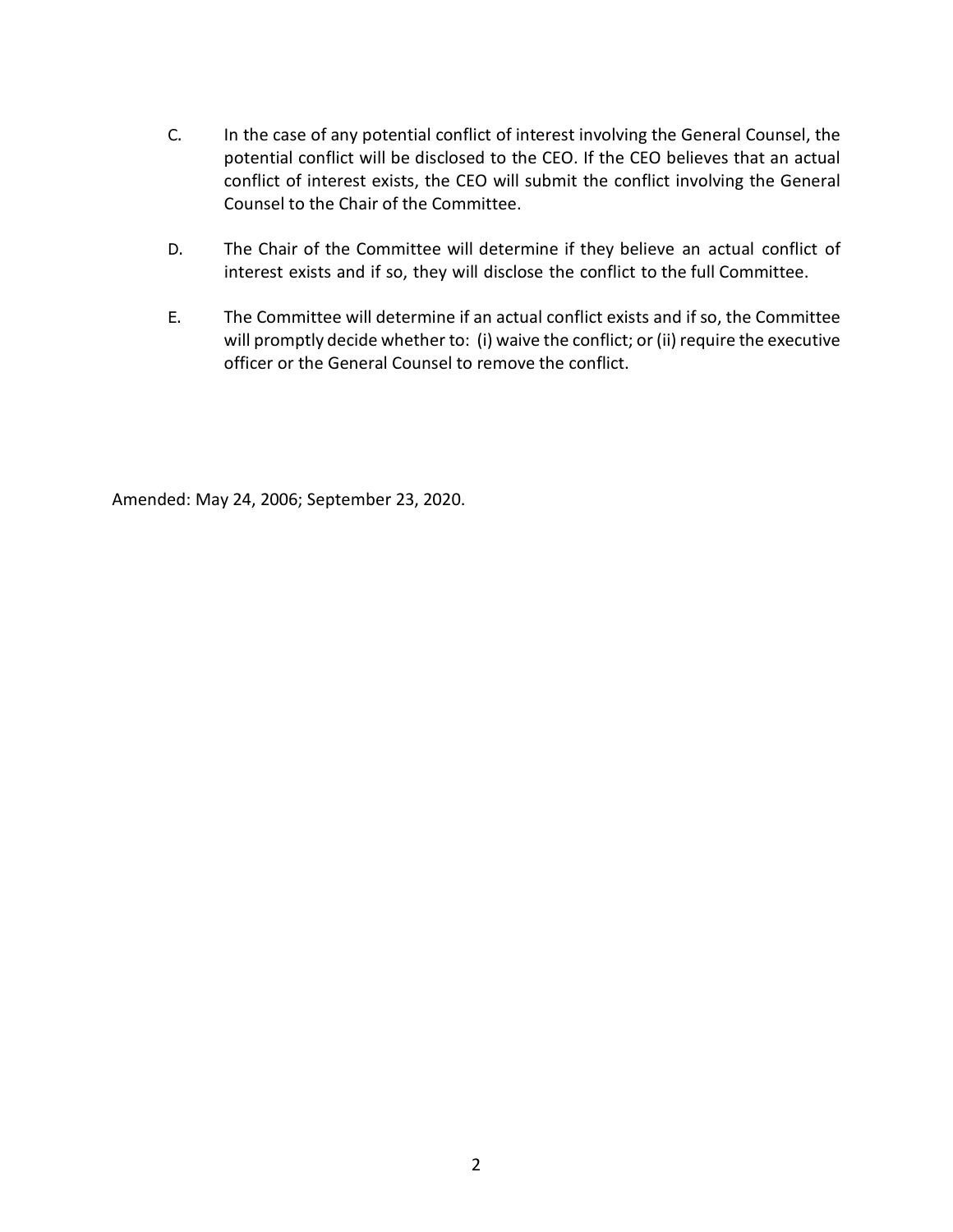C. In the case of any potential conflict of interest involving the General Counsel, the potential conflict will be disclosed to the CEO. If the CEO believes that an actual conflict of interest exists, the CEO will submit the conflict involving the General Counsel to the Chair of the Committee.

D. The Chair of the Committee will determine if they believe an actual conflict of interest exists and if so, they will disclose the conflict to the full Committee.

E. The Committee will determine if an actual conflict exists and if so, the Committee will promptly decide whether to: (i) waive the conflict; or (ii) require the executive officer or the General Counsel to remove the conflict.

Amended: May 24, 2006; September 23, 2020.